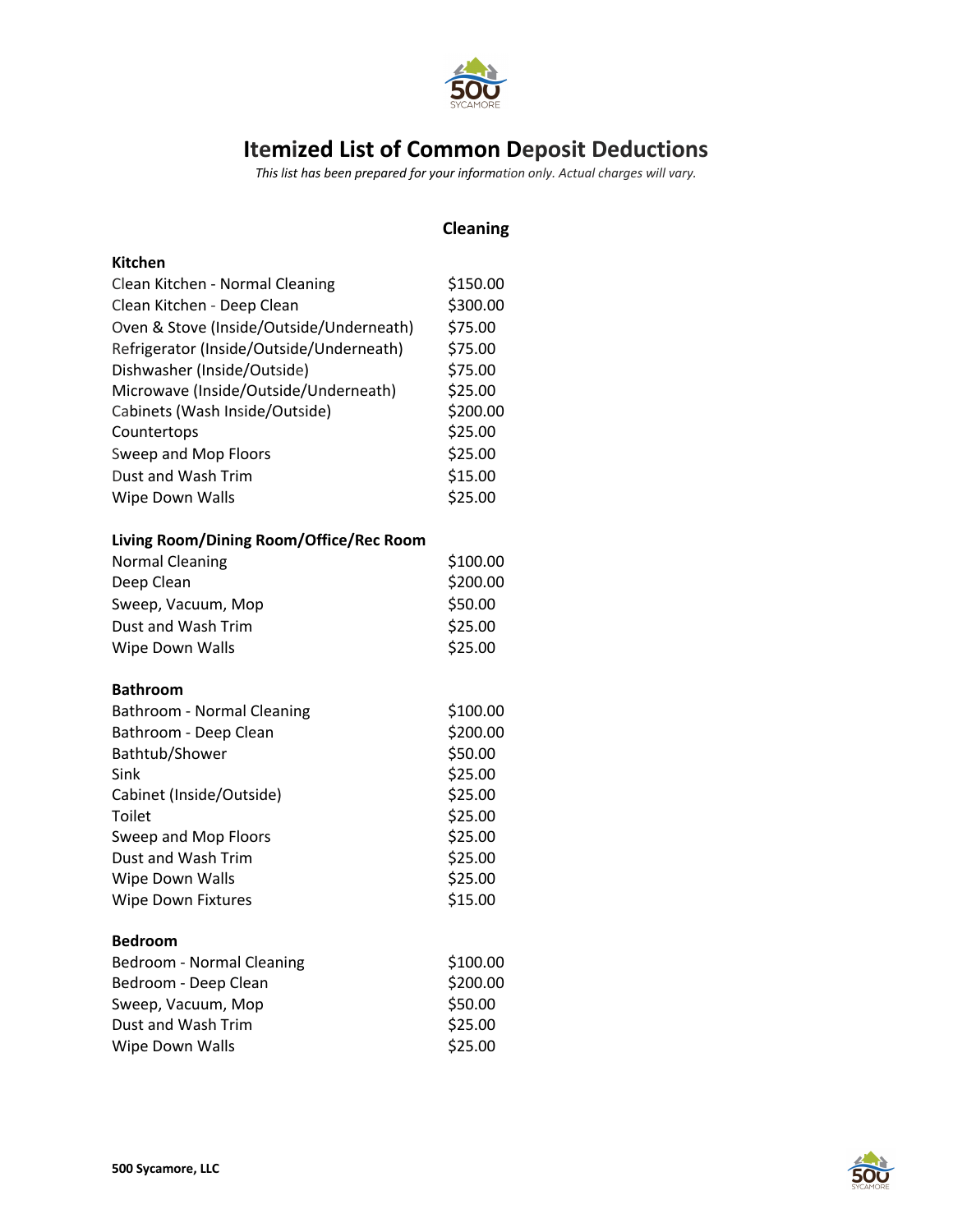# Itemized List of Common Deposit Deductions

*This list has been prepared for your information only. Actual charges will vary.*

## Cleaning

### Kitchen

| | |
|---|---|
| Clean Kitchen - Normal Cleaning | $150.00 |
| Clean Kitchen - Deep Clean | $300.00 |
| Oven & Stove (Inside/Outside/Underneath) | $75.00 |
| Refrigerator (Inside/Outside/Underneath) | $75.00 |
| Dishwasher (Inside/Outside) | $75.00 |
| Microwave (Inside/Outside/Underneath) | $25.00 |
| Cabinets (Wash Inside/Outside) | $200.00 |
| Countertops | $25.00 |
| Sweep and Mop Floors | $25.00 |
| Dust and Wash Trim | $15.00 |
| Wipe Down Walls | $25.00 |

### Living Room/Dining Room/Office/Rec Room

| | |
|---|---|
| Normal Cleaning | $100.00 |
| Deep Clean | $200.00 |
| Sweep, Vacuum, Mop | $50.00 |
| Dust and Wash Trim | $25.00 |
| Wipe Down Walls | $25.00 |

### Bathroom

| | |
|---|---|
| Bathroom - Normal Cleaning | $100.00 |
| Bathroom - Deep Clean | $200.00 |
| Bathtub/Shower | $50.00 |
| Sink | $25.00 |
| Cabinet (Inside/Outside) | $25.00 |
| Toilet | $25.00 |
| Sweep and Mop Floors | $25.00 |
| Dust and Wash Trim | $25.00 |
| Wipe Down Walls | $25.00 |
| Wipe Down Fixtures | $15.00 |

### Bedroom

| | |
|---|---|
| Bedroom - Normal Cleaning | $100.00 |
| Bedroom - Deep Clean | $200.00 |
| Sweep, Vacuum, Mop | $50.00 |
| Dust and Wash Trim | $25.00 |
| Wipe Down Walls | $25.00 |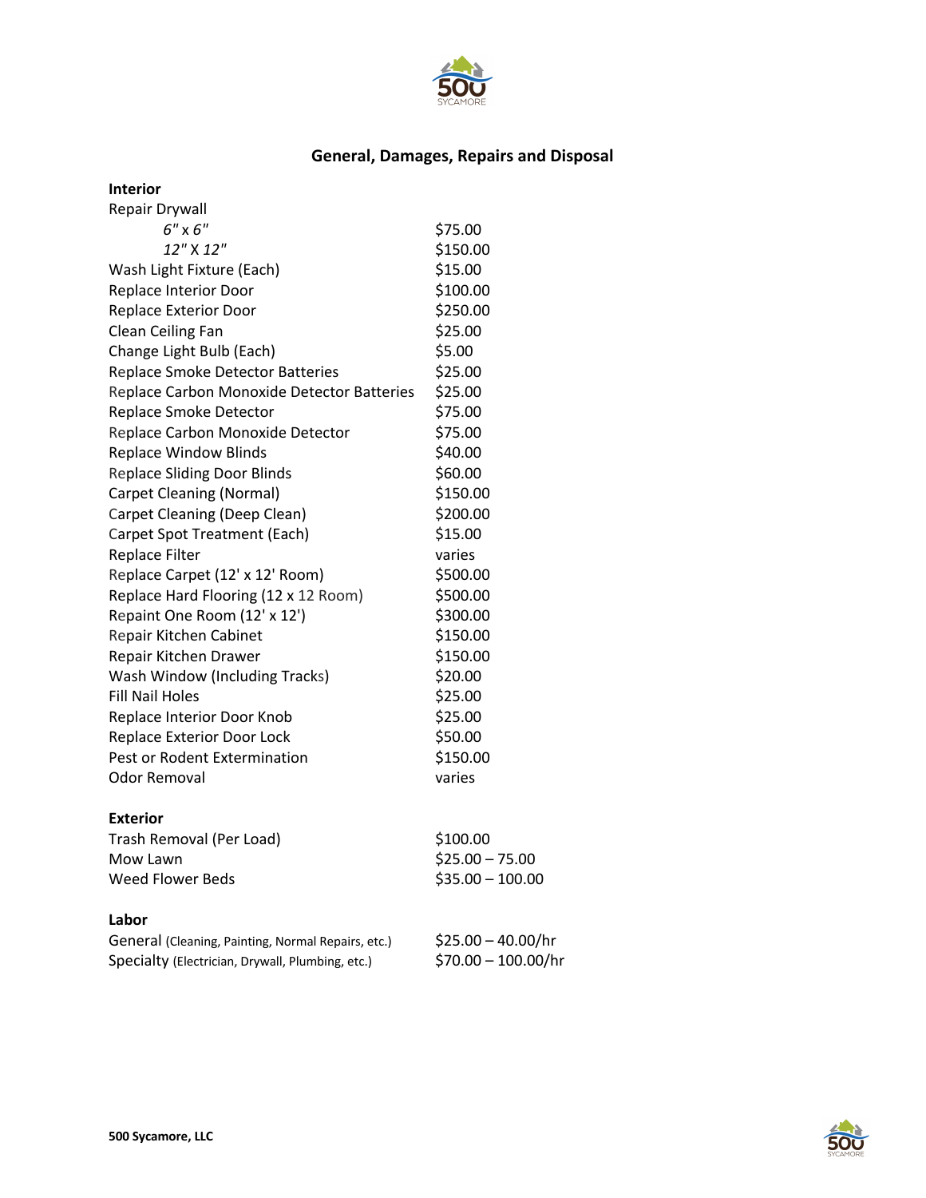## General, Damages, Repairs and Disposal

| | |
|---|---|
| **Interior** | |
| Repair Drywall | |
| *6" x 6"* | $75.00 |
| *12" X 12"* | $150.00 |
| Wash Light Fixture (Each) | $15.00 |
| Replace Interior Door | $100.00 |
| Replace Exterior Door | $250.00 |
| Clean Ceiling Fan | $25.00 |
| Change Light Bulb (Each) | $5.00 |
| Replace Smoke Detector Batteries | $25.00 |
| Replace Carbon Monoxide Detector Batteries | $25.00 |
| Replace Smoke Detector | $75.00 |
| Replace Carbon Monoxide Detector | $75.00 |
| Replace Window Blinds | $40.00 |
| Replace Sliding Door Blinds | $60.00 |
| Carpet Cleaning (Normal) | $150.00 |
| Carpet Cleaning (Deep Clean) | $200.00 |
| Carpet Spot Treatment (Each) | $15.00 |
| Replace Filter | varies |
| Replace Carpet (12' x 12' Room) | $500.00 |
| Replace Hard Flooring (12 x 12 Room) | $500.00 |
| Repaint One Room (12' x 12') | $300.00 |
| Repair Kitchen Cabinet | $150.00 |
| Repair Kitchen Drawer | $150.00 |
| Wash Window (Including Tracks) | $20.00 |
| Fill Nail Holes | $25.00 |
| Replace Interior Door Knob | $25.00 |
| Replace Exterior Door Lock | $50.00 |
| Pest or Rodent Extermination | $150.00 |
| Odor Removal | varies |
| **Exterior** | |
| Trash Removal (Per Load) | $100.00 |
| Mow Lawn | $25.00 – 75.00 |
| Weed Flower Beds | $35.00 – 100.00 |
| **Labor** | |
| General (Cleaning, Painting, Normal Repairs, etc.) | $25.00 – 40.00/hr |
| Specialty (Electrician, Drywall, Plumbing, etc.) | $70.00 – 100.00/hr |

**500 Sycamore, LLC**